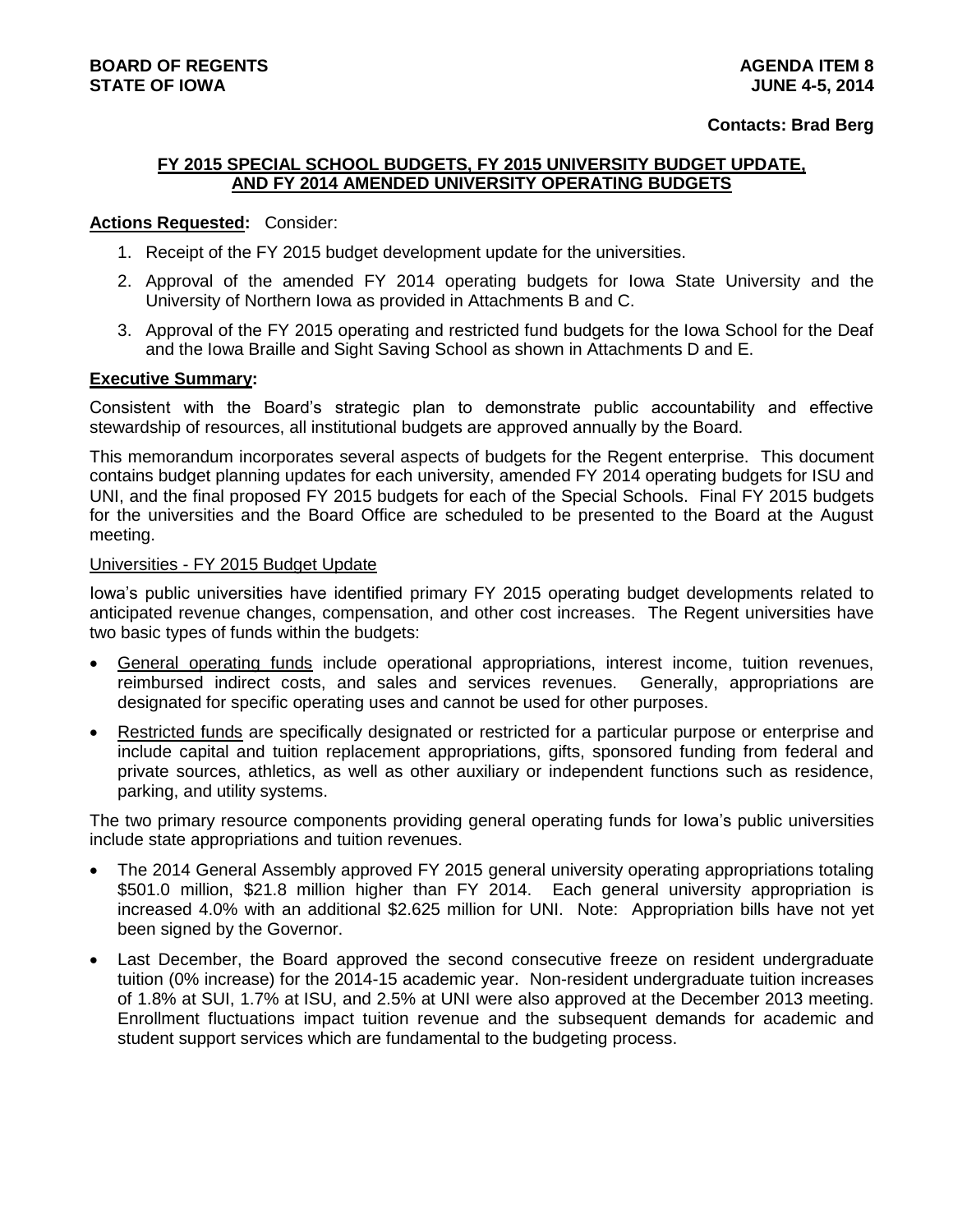**BOARD OF REGENTS**
**STATE OF IOWA**

**AGENDA ITEM 8**
**JUNE 4-5, 2014**

**Contacts: Brad Berg**

## FY 2015 SPECIAL SCHOOL BUDGETS, FY 2015 UNIVERSITY BUDGET UPDATE, AND FY 2014 AMENDED UNIVERSITY OPERATING BUDGETS

**Actions Requested:** Consider:

1. Receipt of the FY 2015 budget development update for the universities.
2. Approval of the amended FY 2014 operating budgets for Iowa State University and the University of Northern Iowa as provided in Attachments B and C.
3. Approval of the FY 2015 operating and restricted fund budgets for the Iowa School for the Deaf and the Iowa Braille and Sight Saving School as shown in Attachments D and E.

**Executive Summary:**

Consistent with the Board's strategic plan to demonstrate public accountability and effective stewardship of resources, all institutional budgets are approved annually by the Board.

This memorandum incorporates several aspects of budgets for the Regent enterprise. This document contains budget planning updates for each university, amended FY 2014 operating budgets for ISU and UNI, and the final proposed FY 2015 budgets for each of the Special Schools. Final FY 2015 budgets for the universities and the Board Office are scheduled to be presented to the Board at the August meeting.

Universities - FY 2015 Budget Update

Iowa's public universities have identified primary FY 2015 operating budget developments related to anticipated revenue changes, compensation, and other cost increases. The Regent universities have two basic types of funds within the budgets:

- General operating funds include operational appropriations, interest income, tuition revenues, reimbursed indirect costs, and sales and services revenues. Generally, appropriations are designated for specific operating uses and cannot be used for other purposes.
- Restricted funds are specifically designated or restricted for a particular purpose or enterprise and include capital and tuition replacement appropriations, gifts, sponsored funding from federal and private sources, athletics, as well as other auxiliary or independent functions such as residence, parking, and utility systems.

The two primary resource components providing general operating funds for Iowa's public universities include state appropriations and tuition revenues.

- The 2014 General Assembly approved FY 2015 general university operating appropriations totaling \$501.0 million, \$21.8 million higher than FY 2014. Each general university appropriation is increased 4.0% with an additional \$2.625 million for UNI. Note: Appropriation bills have not yet been signed by the Governor.
- Last December, the Board approved the second consecutive freeze on resident undergraduate tuition (0% increase) for the 2014-15 academic year. Non-resident undergraduate tuition increases of 1.8% at SUI, 1.7% at ISU, and 2.5% at UNI were also approved at the December 2013 meeting. Enrollment fluctuations impact tuition revenue and the subsequent demands for academic and student support services which are fundamental to the budgeting process.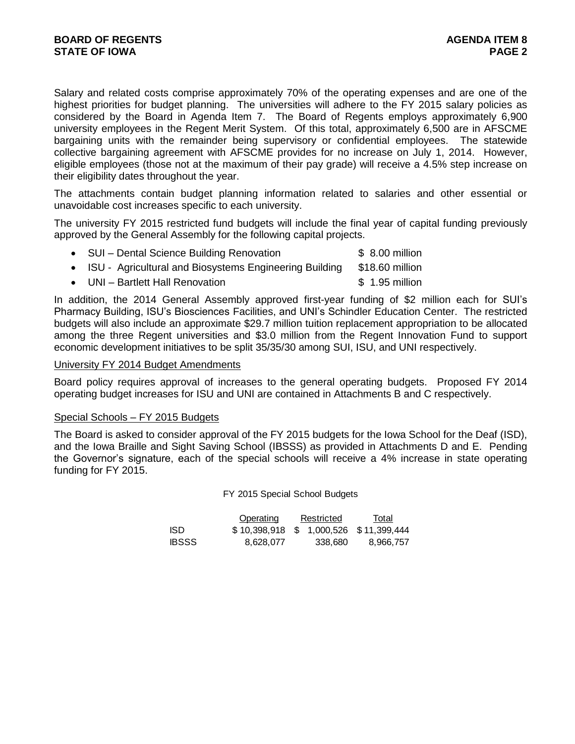Salary and related costs comprise approximately 70% of the operating expenses and are one of the highest priorities for budget planning. The universities will adhere to the FY 2015 salary policies as considered by the Board in Agenda Item 7. The Board of Regents employs approximately 6,900 university employees in the Regent Merit System. Of this total, approximately 6,500 are in AFSCME bargaining units with the remainder being supervisory or confidential employees. The statewide collective bargaining agreement with AFSCME provides for no increase on July 1, 2014. However, eligible employees (those not at the maximum of their pay grade) will receive a 4.5% step increase on their eligibility dates throughout the year.

The attachments contain budget planning information related to salaries and other essential or unavoidable cost increases specific to each university.

The university FY 2015 restricted fund budgets will include the final year of capital funding previously approved by the General Assembly for the following capital projects.

- SUI – Dental Science Building Renovation $ 8.00 million
- ISU - Agricultural and Biosystems Engineering Building $18.60 million
- UNI – Bartlett Hall Renovation $ 1.95 million

In addition, the 2014 General Assembly approved first-year funding of $2 million each for SUI's Pharmacy Building, ISU's Biosciences Facilities, and UNI's Schindler Education Center. The restricted budgets will also include an approximate $29.7 million tuition replacement appropriation to be allocated among the three Regent universities and $3.0 million from the Regent Innovation Fund to support economic development initiatives to be split 35/35/30 among SUI, ISU, and UNI respectively.

## University FY 2014 Budget Amendments

Board policy requires approval of increases to the general operating budgets. Proposed FY 2014 operating budget increases for ISU and UNI are contained in Attachments B and C respectively.

## Special Schools – FY 2015 Budgets

The Board is asked to consider approval of the FY 2015 budgets for the Iowa School for the Deaf (ISD), and the Iowa Braille and Sight Saving School (IBSSS) as provided in Attachments D and E. Pending the Governor's signature, each of the special schools will receive a 4% increase in state operating funding for FY 2015.

FY 2015 Special School Budgets

| | Operating | Restricted | Total |
|---|---|---|---|
| ISD | $ 10,398,918 | $ 1,000,526 | $ 11,399,444 |
| IBSSS | 8,628,077 | 338,680 | 8,966,757 |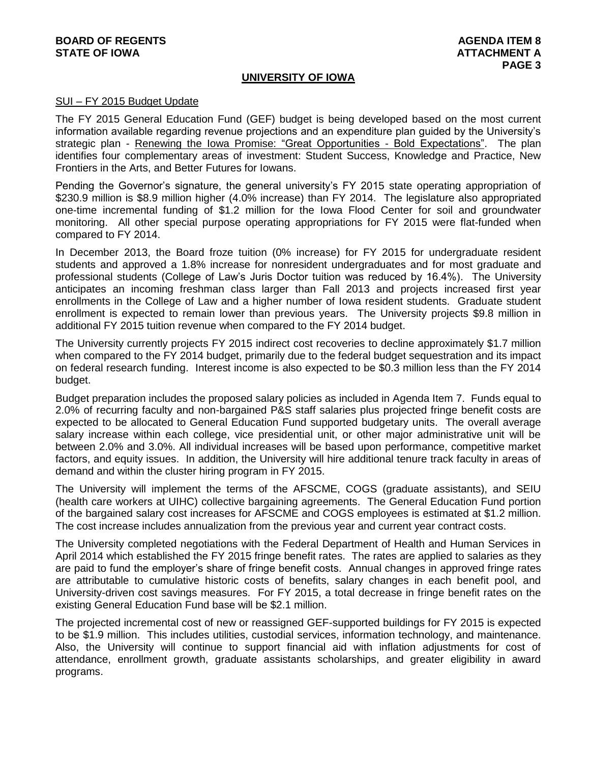## UNIVERSITY OF IOWA

SUI – FY 2015 Budget Update

The FY 2015 General Education Fund (GEF) budget is being developed based on the most current information available regarding revenue projections and an expenditure plan guided by the University's strategic plan - Renewing the Iowa Promise: "Great Opportunities - Bold Expectations". The plan identifies four complementary areas of investment: Student Success, Knowledge and Practice, New Frontiers in the Arts, and Better Futures for Iowans.

Pending the Governor's signature, the general university's FY 2015 state operating appropriation of $230.9 million is $8.9 million higher (4.0% increase) than FY 2014. The legislature also appropriated one-time incremental funding of $1.2 million for the Iowa Flood Center for soil and groundwater monitoring. All other special purpose operating appropriations for FY 2015 were flat-funded when compared to FY 2014.

In December 2013, the Board froze tuition (0% increase) for FY 2015 for undergraduate resident students and approved a 1.8% increase for nonresident undergraduates and for most graduate and professional students (College of Law's Juris Doctor tuition was reduced by 16.4%). The University anticipates an incoming freshman class larger than Fall 2013 and projects increased first year enrollments in the College of Law and a higher number of Iowa resident students. Graduate student enrollment is expected to remain lower than previous years. The University projects $9.8 million in additional FY 2015 tuition revenue when compared to the FY 2014 budget.

The University currently projects FY 2015 indirect cost recoveries to decline approximately $1.7 million when compared to the FY 2014 budget, primarily due to the federal budget sequestration and its impact on federal research funding. Interest income is also expected to be $0.3 million less than the FY 2014 budget.

Budget preparation includes the proposed salary policies as included in Agenda Item 7. Funds equal to 2.0% of recurring faculty and non-bargained P&S staff salaries plus projected fringe benefit costs are expected to be allocated to General Education Fund supported budgetary units. The overall average salary increase within each college, vice presidential unit, or other major administrative unit will be between 2.0% and 3.0%. All individual increases will be based upon performance, competitive market factors, and equity issues. In addition, the University will hire additional tenure track faculty in areas of demand and within the cluster hiring program in FY 2015.

The University will implement the terms of the AFSCME, COGS (graduate assistants), and SEIU (health care workers at UIHC) collective bargaining agreements. The General Education Fund portion of the bargained salary cost increases for AFSCME and COGS employees is estimated at $1.2 million. The cost increase includes annualization from the previous year and current year contract costs.

The University completed negotiations with the Federal Department of Health and Human Services in April 2014 which established the FY 2015 fringe benefit rates. The rates are applied to salaries as they are paid to fund the employer's share of fringe benefit costs. Annual changes in approved fringe rates are attributable to cumulative historic costs of benefits, salary changes in each benefit pool, and University-driven cost savings measures. For FY 2015, a total decrease in fringe benefit rates on the existing General Education Fund base will be $2.1 million.

The projected incremental cost of new or reassigned GEF-supported buildings for FY 2015 is expected to be $1.9 million. This includes utilities, custodial services, information technology, and maintenance. Also, the University will continue to support financial aid with inflation adjustments for cost of attendance, enrollment growth, graduate assistants scholarships, and greater eligibility in award programs.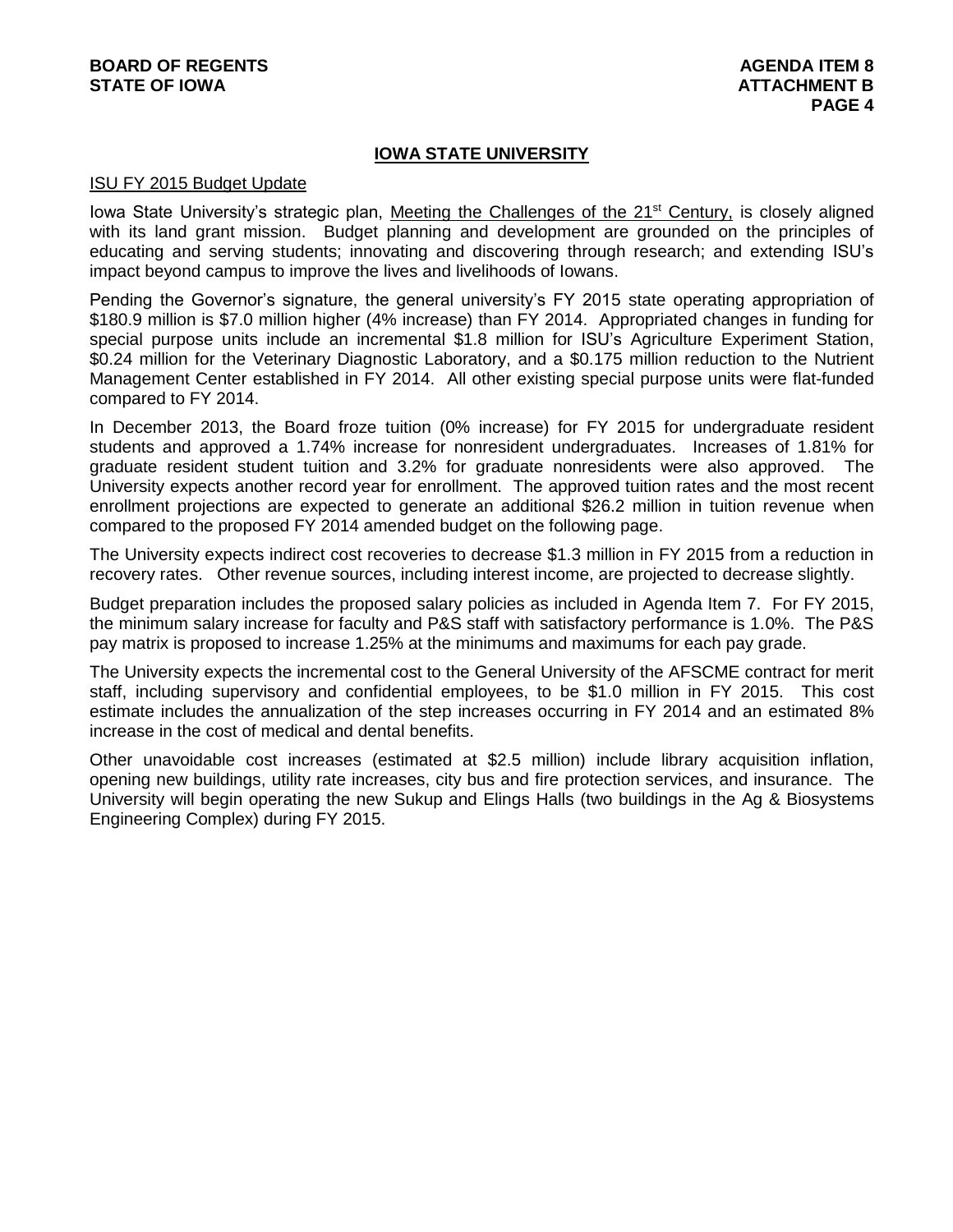## IOWA STATE UNIVERSITY

ISU FY 2015 Budget Update

Iowa State University's strategic plan, Meeting the Challenges of the 21st Century, is closely aligned with its land grant mission. Budget planning and development are grounded on the principles of educating and serving students; innovating and discovering through research; and extending ISU's impact beyond campus to improve the lives and livelihoods of Iowans.

Pending the Governor's signature, the general university's FY 2015 state operating appropriation of \$180.9 million is \$7.0 million higher (4% increase) than FY 2014. Appropriated changes in funding for special purpose units include an incremental \$1.8 million for ISU's Agriculture Experiment Station, \$0.24 million for the Veterinary Diagnostic Laboratory, and a \$0.175 million reduction to the Nutrient Management Center established in FY 2014. All other existing special purpose units were flat-funded compared to FY 2014.

In December 2013, the Board froze tuition (0% increase) for FY 2015 for undergraduate resident students and approved a 1.74% increase for nonresident undergraduates. Increases of 1.81% for graduate resident student tuition and 3.2% for graduate nonresidents were also approved. The University expects another record year for enrollment. The approved tuition rates and the most recent enrollment projections are expected to generate an additional \$26.2 million in tuition revenue when compared to the proposed FY 2014 amended budget on the following page.

The University expects indirect cost recoveries to decrease \$1.3 million in FY 2015 from a reduction in recovery rates. Other revenue sources, including interest income, are projected to decrease slightly.

Budget preparation includes the proposed salary policies as included in Agenda Item 7. For FY 2015, the minimum salary increase for faculty and P&S staff with satisfactory performance is 1.0%. The P&S pay matrix is proposed to increase 1.25% at the minimums and maximums for each pay grade.

The University expects the incremental cost to the General University of the AFSCME contract for merit staff, including supervisory and confidential employees, to be \$1.0 million in FY 2015. This cost estimate includes the annualization of the step increases occurring in FY 2014 and an estimated 8% increase in the cost of medical and dental benefits.

Other unavoidable cost increases (estimated at \$2.5 million) include library acquisition inflation, opening new buildings, utility rate increases, city bus and fire protection services, and insurance. The University will begin operating the new Sukup and Elings Halls (two buildings in the Ag & Biosystems Engineering Complex) during FY 2015.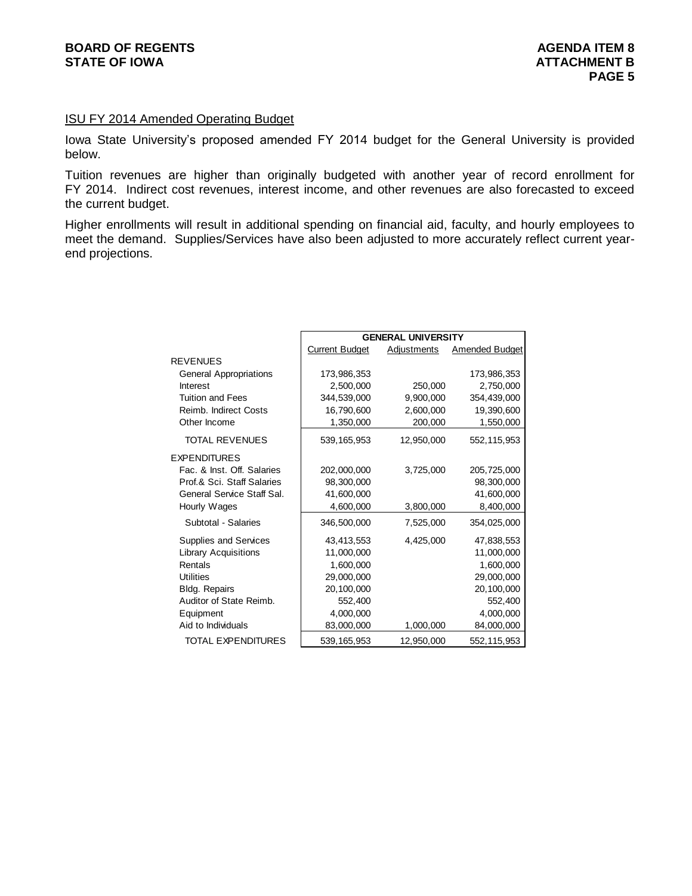## ISU FY 2014 Amended Operating Budget

Iowa State University's proposed amended FY 2014 budget for the General University is provided below.

Tuition revenues are higher than originally budgeted with another year of record enrollment for FY 2014. Indirect cost revenues, interest income, and other revenues are also forecasted to exceed the current budget.

Higher enrollments will result in additional spending on financial aid, faculty, and hourly employees to meet the demand. Supplies/Services have also been adjusted to more accurately reflect current year-end projections.

| | GENERAL UNIVERSITY | | |
|---|---|---|---|
| | Current Budget | Adjustments | Amended Budget |
| REVENUES | | | |
| General Appropriations | 173,986,353 | | 173,986,353 |
| Interest | 2,500,000 | 250,000 | 2,750,000 |
| Tuition and Fees | 344,539,000 | 9,900,000 | 354,439,000 |
| Reimb. Indirect Costs | 16,790,600 | 2,600,000 | 19,390,600 |
| Other Income | 1,350,000 | 200,000 | 1,550,000 |
| TOTAL REVENUES | 539,165,953 | 12,950,000 | 552,115,953 |
| EXPENDITURES | | | |
| Fac. & Inst. Off. Salaries | 202,000,000 | 3,725,000 | 205,725,000 |
| Prof.& Sci. Staff Salaries | 98,300,000 | | 98,300,000 |
| General Service Staff Sal. | 41,600,000 | | 41,600,000 |
| Hourly Wages | 4,600,000 | 3,800,000 | 8,400,000 |
| Subtotal - Salaries | 346,500,000 | 7,525,000 | 354,025,000 |
| Supplies and Services | 43,413,553 | 4,425,000 | 47,838,553 |
| Library Acquisitions | 11,000,000 | | 11,000,000 |
| Rentals | 1,600,000 | | 1,600,000 |
| Utilities | 29,000,000 | | 29,000,000 |
| Bldg. Repairs | 20,100,000 | | 20,100,000 |
| Auditor of State Reimb. | 552,400 | | 552,400 |
| Equipment | 4,000,000 | | 4,000,000 |
| Aid to Individuals | 83,000,000 | 1,000,000 | 84,000,000 |
| TOTAL EXPENDITURES | 539,165,953 | 12,950,000 | 552,115,953 |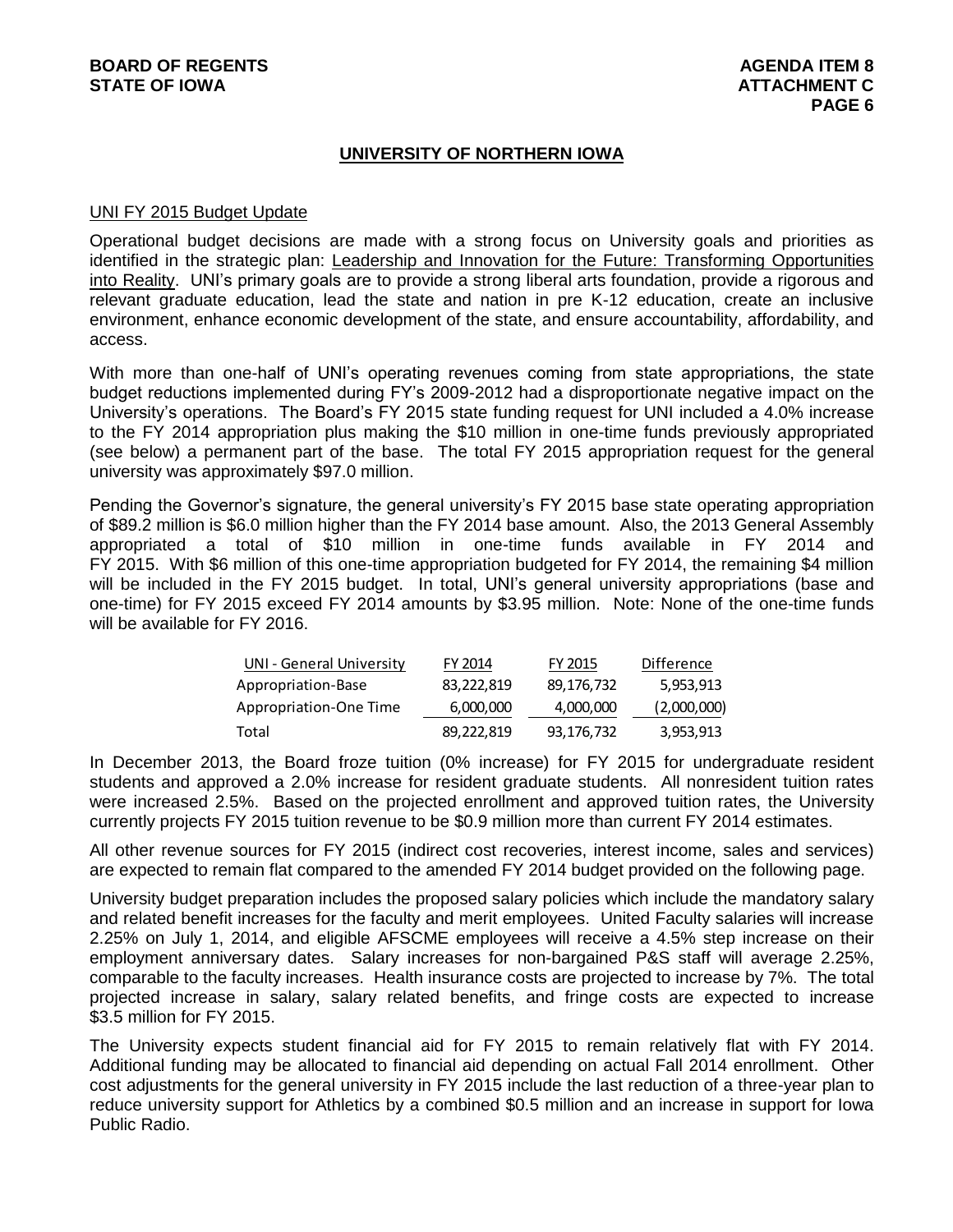## UNIVERSITY OF NORTHERN IOWA

UNI FY 2015 Budget Update

Operational budget decisions are made with a strong focus on University goals and priorities as identified in the strategic plan: Leadership and Innovation for the Future: Transforming Opportunities into Reality. UNI's primary goals are to provide a strong liberal arts foundation, provide a rigorous and relevant graduate education, lead the state and nation in pre K-12 education, create an inclusive environment, enhance economic development of the state, and ensure accountability, affordability, and access.

With more than one-half of UNI's operating revenues coming from state appropriations, the state budget reductions implemented during FY's 2009-2012 had a disproportionate negative impact on the University's operations. The Board's FY 2015 state funding request for UNI included a 4.0% increase to the FY 2014 appropriation plus making the $10 million in one-time funds previously appropriated (see below) a permanent part of the base. The total FY 2015 appropriation request for the general university was approximately $97.0 million.

Pending the Governor's signature, the general university's FY 2015 base state operating appropriation of $89.2 million is $6.0 million higher than the FY 2014 base amount. Also, the 2013 General Assembly appropriated a total of $10 million in one-time funds available in FY 2014 and FY 2015. With $6 million of this one-time appropriation budgeted for FY 2014, the remaining $4 million will be included in the FY 2015 budget. In total, UNI's general university appropriations (base and one-time) for FY 2015 exceed FY 2014 amounts by $3.95 million. Note: None of the one-time funds will be available for FY 2016.

| UNI - General University | FY 2014 | FY 2015 | Difference |
|---|---|---|---|
| Appropriation-Base | 83,222,819 | 89,176,732 | 5,953,913 |
| Appropriation-One Time | 6,000,000 | 4,000,000 | (2,000,000) |
| Total | 89,222,819 | 93,176,732 | 3,953,913 |

In December 2013, the Board froze tuition (0% increase) for FY 2015 for undergraduate resident students and approved a 2.0% increase for resident graduate students. All nonresident tuition rates were increased 2.5%. Based on the projected enrollment and approved tuition rates, the University currently projects FY 2015 tuition revenue to be $0.9 million more than current FY 2014 estimates.

All other revenue sources for FY 2015 (indirect cost recoveries, interest income, sales and services) are expected to remain flat compared to the amended FY 2014 budget provided on the following page.

University budget preparation includes the proposed salary policies which include the mandatory salary and related benefit increases for the faculty and merit employees. United Faculty salaries will increase 2.25% on July 1, 2014, and eligible AFSCME employees will receive a 4.5% step increase on their employment anniversary dates. Salary increases for non-bargained P&S staff will average 2.25%, comparable to the faculty increases. Health insurance costs are projected to increase by 7%. The total projected increase in salary, salary related benefits, and fringe costs are expected to increase $3.5 million for FY 2015.

The University expects student financial aid for FY 2015 to remain relatively flat with FY 2014. Additional funding may be allocated to financial aid depending on actual Fall 2014 enrollment. Other cost adjustments for the general university in FY 2015 include the last reduction of a three-year plan to reduce university support for Athletics by a combined $0.5 million and an increase in support for Iowa Public Radio.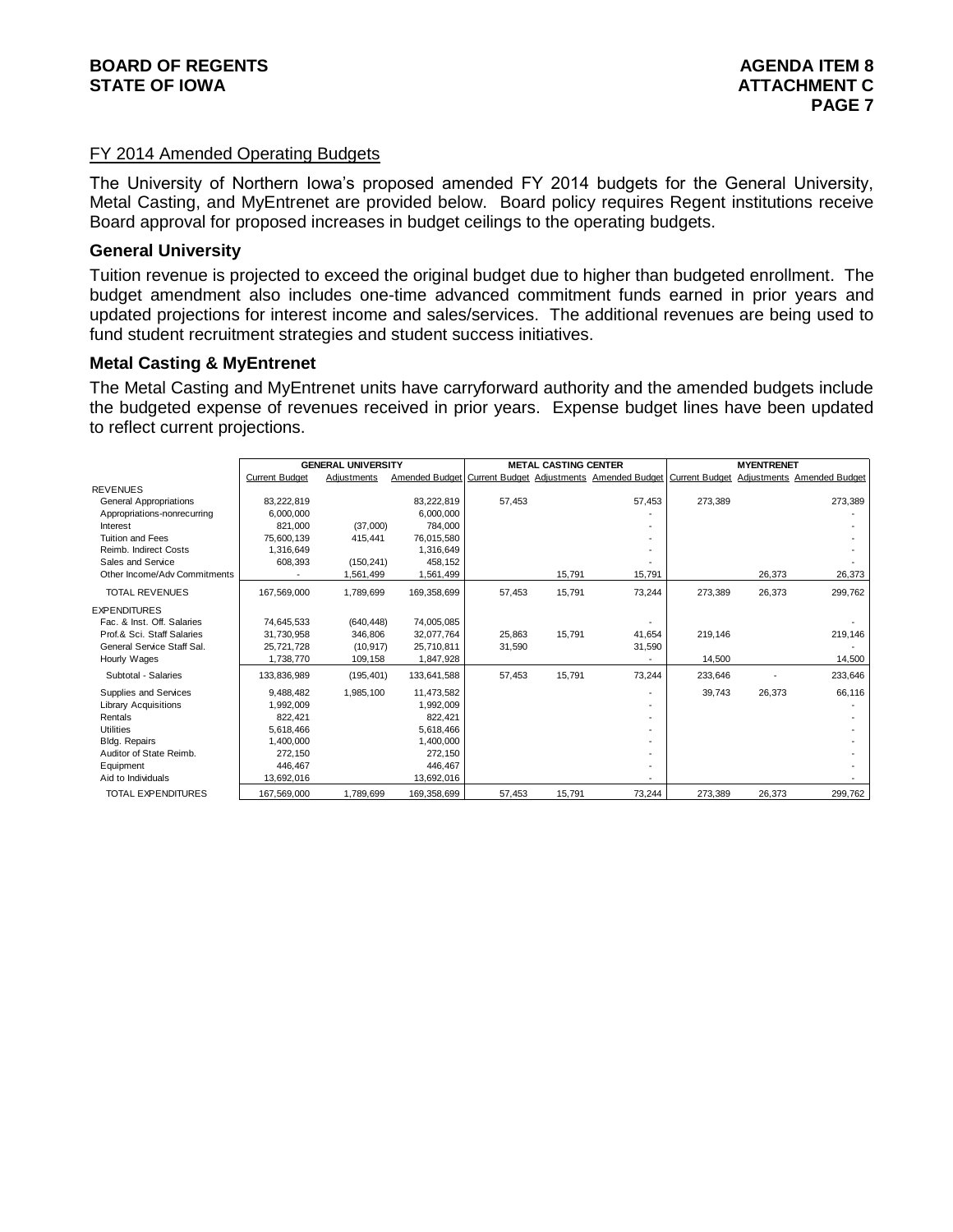## FY 2014 Amended Operating Budgets

The University of Northern Iowa's proposed amended FY 2014 budgets for the General University, Metal Casting, and MyEntrenet are provided below. Board policy requires Regent institutions receive Board approval for proposed increases in budget ceilings to the operating budgets.

### General University

Tuition revenue is projected to exceed the original budget due to higher than budgeted enrollment. The budget amendment also includes one-time advanced commitment funds earned in prior years and updated projections for interest income and sales/services. The additional revenues are being used to fund student recruitment strategies and student success initiatives.

### Metal Casting & MyEntrenet

The Metal Casting and MyEntrenet units have carryforward authority and the amended budgets include the budgeted expense of revenues received in prior years. Expense budget lines have been updated to reflect current projections.

| | GENERAL UNIVERSITY | | | METAL CASTING CENTER | | | MYENTRENET | | |
|---|---|---|---|---|---|---|---|---|---|
| | Current Budget | Adjustments | Amended Budget | Current Budget | Adjustments | Amended Budget | Current Budget | Adjustments | Amended Budget |
| REVENUES | | | | | | | | | |
| General Appropriations | 83,222,819 | | 83,222,819 | 57,453 | | 57,453 | 273,389 | | 273,389 |
| Appropriations-nonrecurring | 6,000,000 | | 6,000,000 | | | - | | | - |
| Interest | 821,000 | (37,000) | 784,000 | | | - | | | - |
| Tuition and Fees | 75,600,139 | 415,441 | 76,015,580 | | | - | | | - |
| Reimb. Indirect Costs | 1,316,649 | | 1,316,649 | | | - | | | - |
| Sales and Service | 608,393 | (150,241) | 458,152 | | | - | | | - |
| Other Income/Adv Commitments | - | 1,561,499 | 1,561,499 | | 15,791 | 15,791 | | 26,373 | 26,373 |
| TOTAL REVENUES | 167,569,000 | 1,789,699 | 169,358,699 | 57,453 | 15,791 | 73,244 | 273,389 | 26,373 | 299,762 |
| EXPENDITURES | | | | | | | | | |
| Fac. & Inst. Off. Salaries | 74,645,533 | (640,448) | 74,005,085 | | | - | | | - |
| Prof.& Sci. Staff Salaries | 31,730,958 | 346,806 | 32,077,764 | 25,863 | 15,791 | 41,654 | 219,146 | | 219,146 |
| General Service Staff Sal. | 25,721,728 | (10,917) | 25,710,811 | 31,590 | | 31,590 | | | - |
| Hourly Wages | 1,738,770 | 109,158 | 1,847,928 | | | - | 14,500 | | 14,500 |
| Subtotal - Salaries | 133,836,989 | (195,401) | 133,641,588 | 57,453 | 15,791 | 73,244 | 233,646 | - | 233,646 |
| Supplies and Services | 9,488,482 | 1,985,100 | 11,473,582 | | | - | 39,743 | 26,373 | 66,116 |
| Library Acquisitions | 1,992,009 | | 1,992,009 | | | - | | | - |
| Rentals | 822,421 | | 822,421 | | | - | | | - |
| Utilities | 5,618,466 | | 5,618,466 | | | - | | | - |
| Bldg. Repairs | 1,400,000 | | 1,400,000 | | | - | | | - |
| Auditor of State Reimb. | 272,150 | | 272,150 | | | - | | | - |
| Equipment | 446,467 | | 446,467 | | | - | | | - |
| Aid to Individuals | 13,692,016 | | 13,692,016 | | | - | | | - |
| TOTAL EXPENDITURES | 167,569,000 | 1,789,699 | 169,358,699 | 57,453 | 15,791 | 73,244 | 273,389 | 26,373 | 299,762 |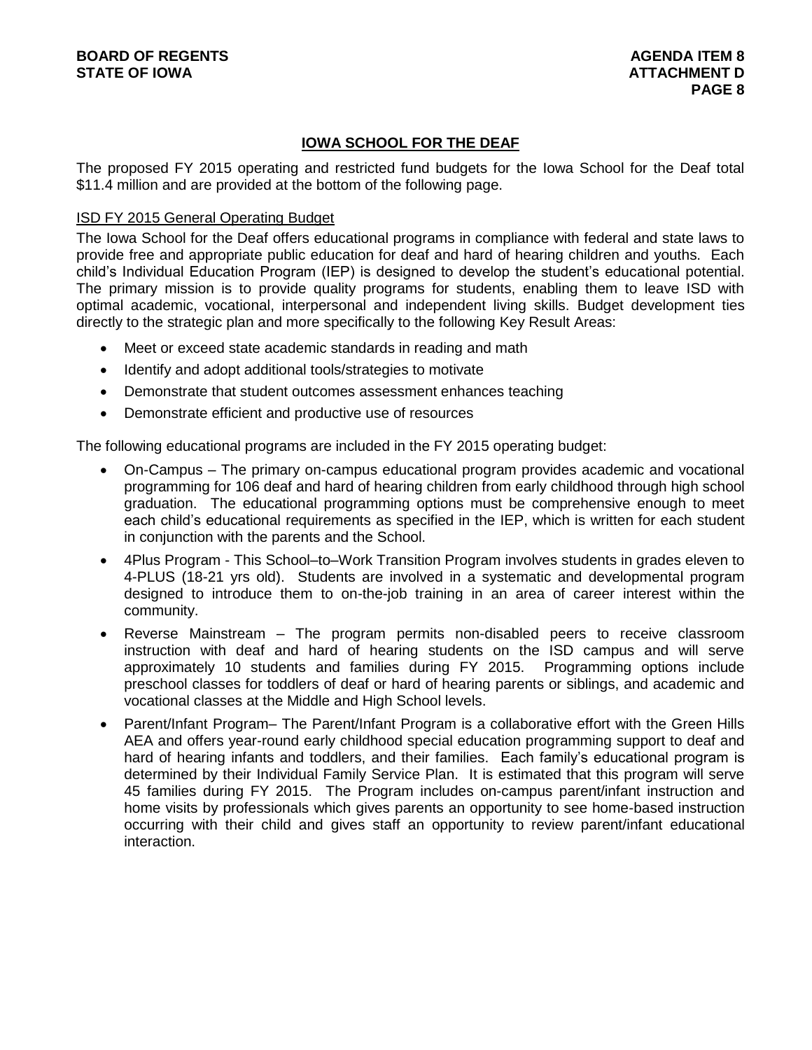## IOWA SCHOOL FOR THE DEAF

The proposed FY 2015 operating and restricted fund budgets for the Iowa School for the Deaf total $11.4 million and are provided at the bottom of the following page.

### ISD FY 2015 General Operating Budget

The Iowa School for the Deaf offers educational programs in compliance with federal and state laws to provide free and appropriate public education for deaf and hard of hearing children and youths. Each child's Individual Education Program (IEP) is designed to develop the student's educational potential. The primary mission is to provide quality programs for students, enabling them to leave ISD with optimal academic, vocational, interpersonal and independent living skills. Budget development ties directly to the strategic plan and more specifically to the following Key Result Areas:

- Meet or exceed state academic standards in reading and math
- Identify and adopt additional tools/strategies to motivate
- Demonstrate that student outcomes assessment enhances teaching
- Demonstrate efficient and productive use of resources

The following educational programs are included in the FY 2015 operating budget:

- On-Campus – The primary on-campus educational program provides academic and vocational programming for 106 deaf and hard of hearing children from early childhood through high school graduation. The educational programming options must be comprehensive enough to meet each child's educational requirements as specified in the IEP, which is written for each student in conjunction with the parents and the School.
- 4Plus Program - This School–to–Work Transition Program involves students in grades eleven to 4-PLUS (18-21 yrs old). Students are involved in a systematic and developmental program designed to introduce them to on-the-job training in an area of career interest within the community.
- Reverse Mainstream – The program permits non-disabled peers to receive classroom instruction with deaf and hard of hearing students on the ISD campus and will serve approximately 10 students and families during FY 2015. Programming options include preschool classes for toddlers of deaf or hard of hearing parents or siblings, and academic and vocational classes at the Middle and High School levels.
- Parent/Infant Program– The Parent/Infant Program is a collaborative effort with the Green Hills AEA and offers year-round early childhood special education programming support to deaf and hard of hearing infants and toddlers, and their families. Each family's educational program is determined by their Individual Family Service Plan. It is estimated that this program will serve 45 families during FY 2015. The Program includes on-campus parent/infant instruction and home visits by professionals which gives parents an opportunity to see home-based instruction occurring with their child and gives staff an opportunity to review parent/infant educational interaction.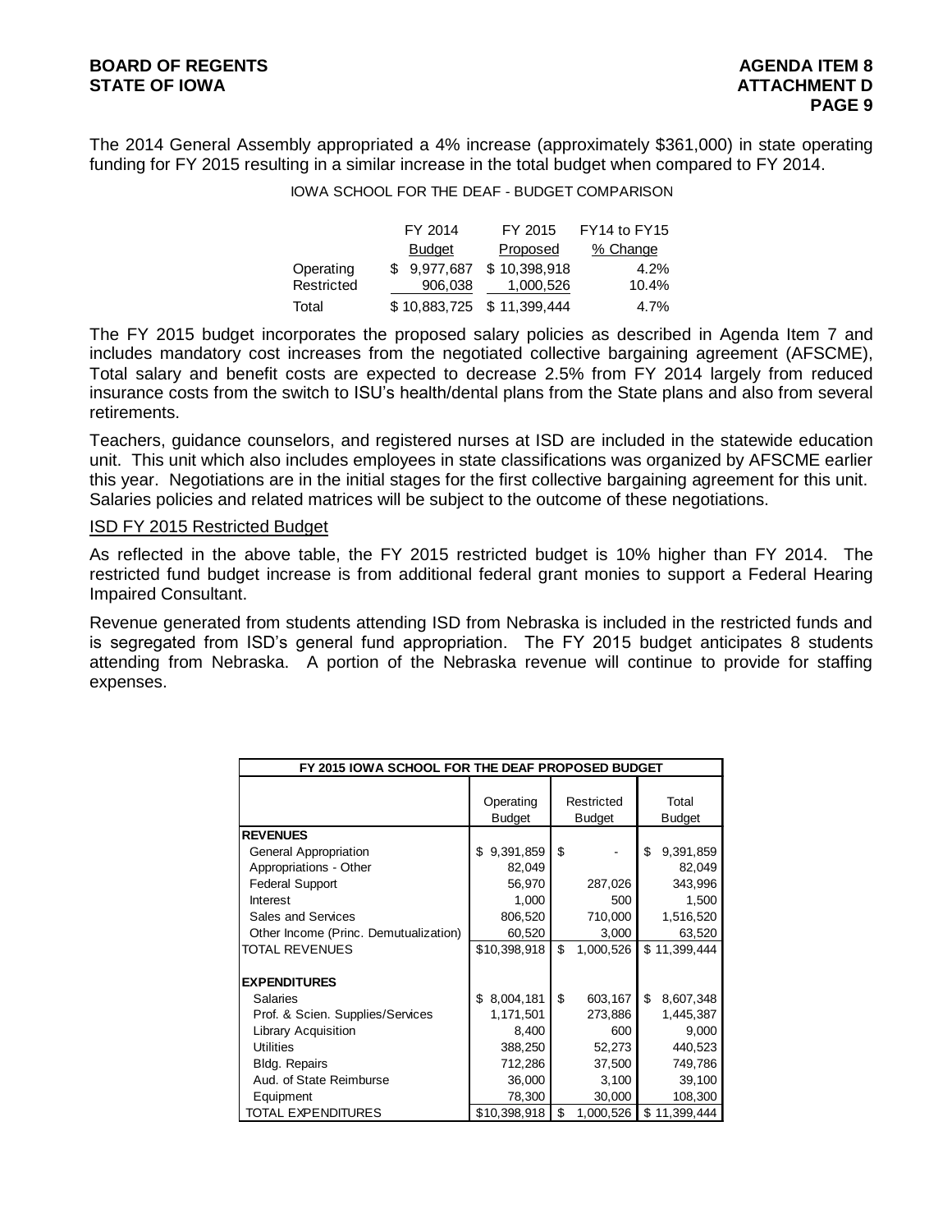The 2014 General Assembly appropriated a 4% increase (approximately $361,000) in state operating funding for FY 2015 resulting in a similar increase in the total budget when compared to FY 2014.

IOWA SCHOOL FOR THE DEAF - BUDGET COMPARISON

| | FY 2014 Budget | FY 2015 Proposed | FY14 to FY15 % Change |
|---|---|---|---|
| Operating | $ 9,977,687 | $ 10,398,918 | 4.2% |
| Restricted | 906,038 | 1,000,526 | 10.4% |
| Total | $ 10,883,725 | $ 11,399,444 | 4.7% |

The FY 2015 budget incorporates the proposed salary policies as described in Agenda Item 7 and includes mandatory cost increases from the negotiated collective bargaining agreement (AFSCME), Total salary and benefit costs are expected to decrease 2.5% from FY 2014 largely from reduced insurance costs from the switch to ISU's health/dental plans from the State plans and also from several retirements.

Teachers, guidance counselors, and registered nurses at ISD are included in the statewide education unit. This unit which also includes employees in state classifications was organized by AFSCME earlier this year. Negotiations are in the initial stages for the first collective bargaining agreement for this unit. Salaries policies and related matrices will be subject to the outcome of these negotiations.

ISD FY 2015 Restricted Budget

As reflected in the above table, the FY 2015 restricted budget is 10% higher than FY 2014. The restricted fund budget increase is from additional federal grant monies to support a Federal Hearing Impaired Consultant.

Revenue generated from students attending ISD from Nebraska is included in the restricted funds and is segregated from ISD's general fund appropriation. The FY 2015 budget anticipates 8 students attending from Nebraska. A portion of the Nebraska revenue will continue to provide for staffing expenses.

| FY 2015 IOWA SCHOOL FOR THE DEAF PROPOSED BUDGET | Operating Budget | Restricted Budget | Total Budget |
|---|---|---|---|
| **REVENUES** | | | |
| General Appropriation | $ 9,391,859 | $ - | $ 9,391,859 |
| Appropriations - Other | 82,049 | | 82,049 |
| Federal Support | 56,970 | 287,026 | 343,996 |
| Interest | 1,000 | 500 | 1,500 |
| Sales and Services | 806,520 | 710,000 | 1,516,520 |
| Other Income (Princ. Demutualization) | 60,520 | 3,000 | 63,520 |
| TOTAL REVENUES | $10,398,918 | $ 1,000,526 | $ 11,399,444 |
| **EXPENDITURES** | | | |
| Salaries | $ 8,004,181 | $ 603,167 | $ 8,607,348 |
| Prof. & Scien. Supplies/Services | 1,171,501 | 273,886 | 1,445,387 |
| Library Acquisition | 8,400 | 600 | 9,000 |
| Utilities | 388,250 | 52,273 | 440,523 |
| Bldg. Repairs | 712,286 | 37,500 | 749,786 |
| Aud. of State Reimburse | 36,000 | 3,100 | 39,100 |
| Equipment | 78,300 | 30,000 | 108,300 |
| TOTAL EXPENDITURES | $10,398,918 | $ 1,000,526 | $ 11,399,444 |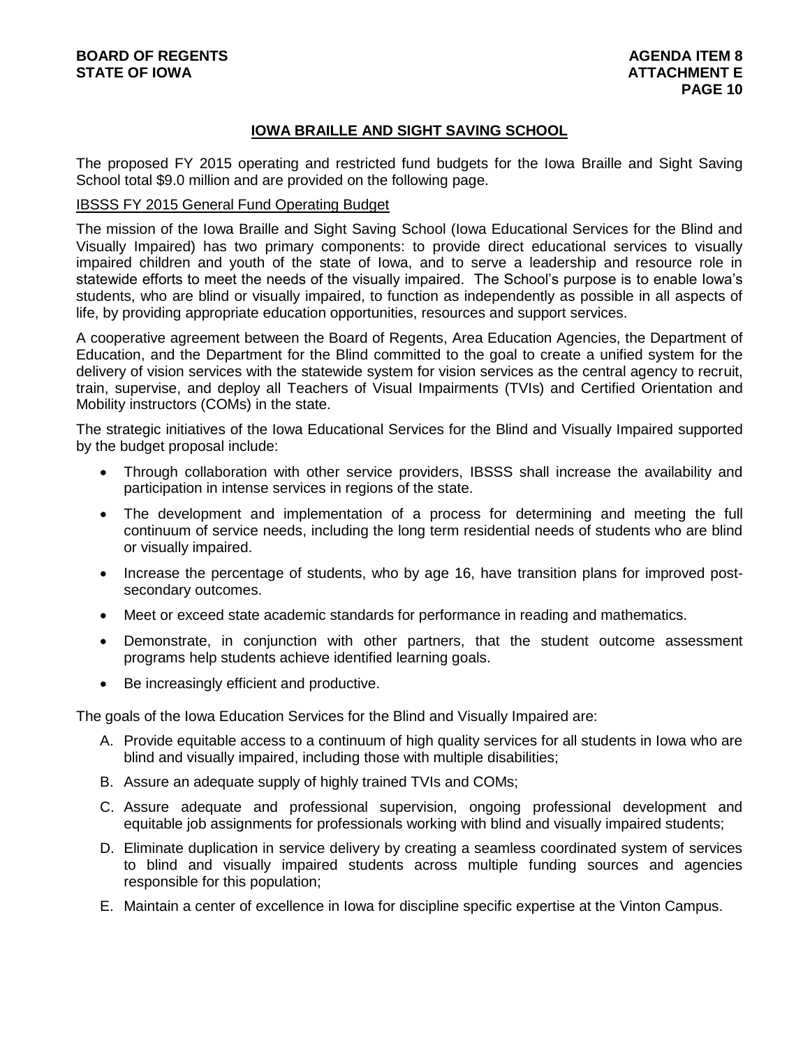## IOWA BRAILLE AND SIGHT SAVING SCHOOL

The proposed FY 2015 operating and restricted fund budgets for the Iowa Braille and Sight Saving School total $9.0 million and are provided on the following page.

### IBSSS FY 2015 General Fund Operating Budget

The mission of the Iowa Braille and Sight Saving School (Iowa Educational Services for the Blind and Visually Impaired) has two primary components: to provide direct educational services to visually impaired children and youth of the state of Iowa, and to serve a leadership and resource role in statewide efforts to meet the needs of the visually impaired. The School's purpose is to enable Iowa's students, who are blind or visually impaired, to function as independently as possible in all aspects of life, by providing appropriate education opportunities, resources and support services.

A cooperative agreement between the Board of Regents, Area Education Agencies, the Department of Education, and the Department for the Blind committed to the goal to create a unified system for the delivery of vision services with the statewide system for vision services as the central agency to recruit, train, supervise, and deploy all Teachers of Visual Impairments (TVIs) and Certified Orientation and Mobility instructors (COMs) in the state.

The strategic initiatives of the Iowa Educational Services for the Blind and Visually Impaired supported by the budget proposal include:

- Through collaboration with other service providers, IBSSS shall increase the availability and participation in intense services in regions of the state.
- The development and implementation of a process for determining and meeting the full continuum of service needs, including the long term residential needs of students who are blind or visually impaired.
- Increase the percentage of students, who by age 16, have transition plans for improved post-secondary outcomes.
- Meet or exceed state academic standards for performance in reading and mathematics.
- Demonstrate, in conjunction with other partners, that the student outcome assessment programs help students achieve identified learning goals.
- Be increasingly efficient and productive.

The goals of the Iowa Education Services for the Blind and Visually Impaired are:

A. Provide equitable access to a continuum of high quality services for all students in Iowa who are blind and visually impaired, including those with multiple disabilities;

B. Assure an adequate supply of highly trained TVIs and COMs;

C. Assure adequate and professional supervision, ongoing professional development and equitable job assignments for professionals working with blind and visually impaired students;

D. Eliminate duplication in service delivery by creating a seamless coordinated system of services to blind and visually impaired students across multiple funding sources and agencies responsible for this population;

E. Maintain a center of excellence in Iowa for discipline specific expertise at the Vinton Campus.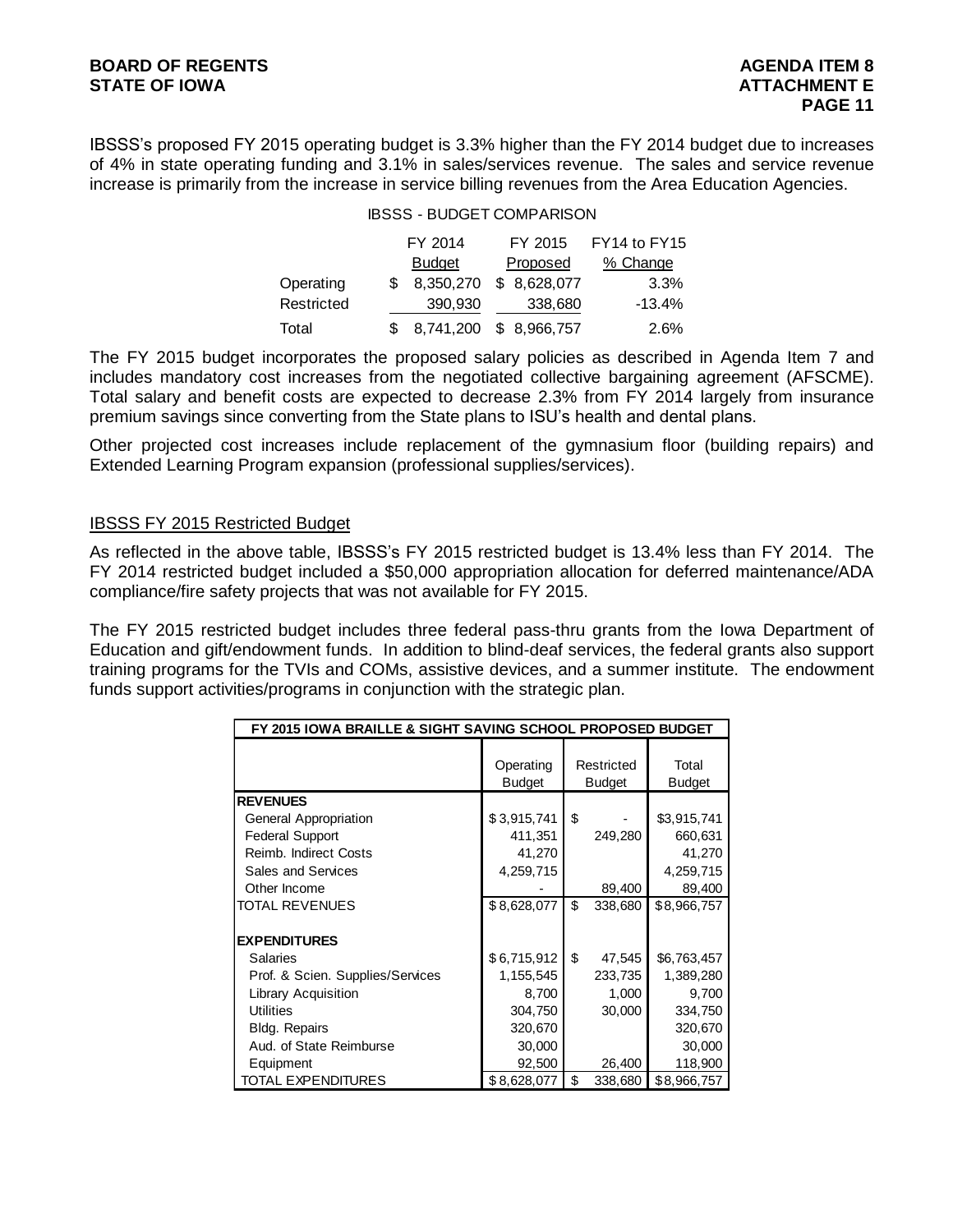IBSSS's proposed FY 2015 operating budget is 3.3% higher than the FY 2014 budget due to increases of 4% in state operating funding and 3.1% in sales/services revenue. The sales and service revenue increase is primarily from the increase in service billing revenues from the Area Education Agencies.

IBSSS - BUDGET COMPARISON

| | FY 2014 Budget | FY 2015 Proposed | FY14 to FY15 % Change |
|---|---|---|---|
| Operating | $ 8,350,270 | $ 8,628,077 | 3.3% |
| Restricted | 390,930 | 338,680 | -13.4% |
| Total | $ 8,741,200 | $ 8,966,757 | 2.6% |

The FY 2015 budget incorporates the proposed salary policies as described in Agenda Item 7 and includes mandatory cost increases from the negotiated collective bargaining agreement (AFSCME). Total salary and benefit costs are expected to decrease 2.3% from FY 2014 largely from insurance premium savings since converting from the State plans to ISU's health and dental plans.

Other projected cost increases include replacement of the gymnasium floor (building repairs) and Extended Learning Program expansion (professional supplies/services).

## IBSSS FY 2015 Restricted Budget

As reflected in the above table, IBSSS's FY 2015 restricted budget is 13.4% less than FY 2014. The FY 2014 restricted budget included a $50,000 appropriation allocation for deferred maintenance/ADA compliance/fire safety projects that was not available for FY 2015.

The FY 2015 restricted budget includes three federal pass-thru grants from the Iowa Department of Education and gift/endowment funds. In addition to blind-deaf services, the federal grants also support training programs for the TVIs and COMs, assistive devices, and a summer institute. The endowment funds support activities/programs in conjunction with the strategic plan.

**FY 2015 IOWA BRAILLE & SIGHT SAVING SCHOOL PROPOSED BUDGET**

| | Operating Budget | Restricted Budget | Total Budget |
|---|---|---|---|
| **REVENUES** | | | |
| General Appropriation | $ 3,915,741 | $ - | $3,915,741 |
| Federal Support | 411,351 | 249,280 | 660,631 |
| Reimb. Indirect Costs | 41,270 | | 41,270 |
| Sales and Services | 4,259,715 | | 4,259,715 |
| Other Income | - | 89,400 | 89,400 |
| TOTAL REVENUES | $ 8,628,077 | $ 338,680 | $ 8,966,757 |
| **EXPENDITURES** | | | |
| Salaries | $ 6,715,912 | $ 47,545 | $6,763,457 |
| Prof. & Scien. Supplies/Services | 1,155,545 | 233,735 | 1,389,280 |
| Library Acquisition | 8,700 | 1,000 | 9,700 |
| Utilities | 304,750 | 30,000 | 334,750 |
| Bldg. Repairs | 320,670 | | 320,670 |
| Aud. of State Reimburse | 30,000 | | 30,000 |
| Equipment | 92,500 | 26,400 | 118,900 |
| TOTAL EXPENDITURES | $ 8,628,077 | $ 338,680 | $ 8,966,757 |